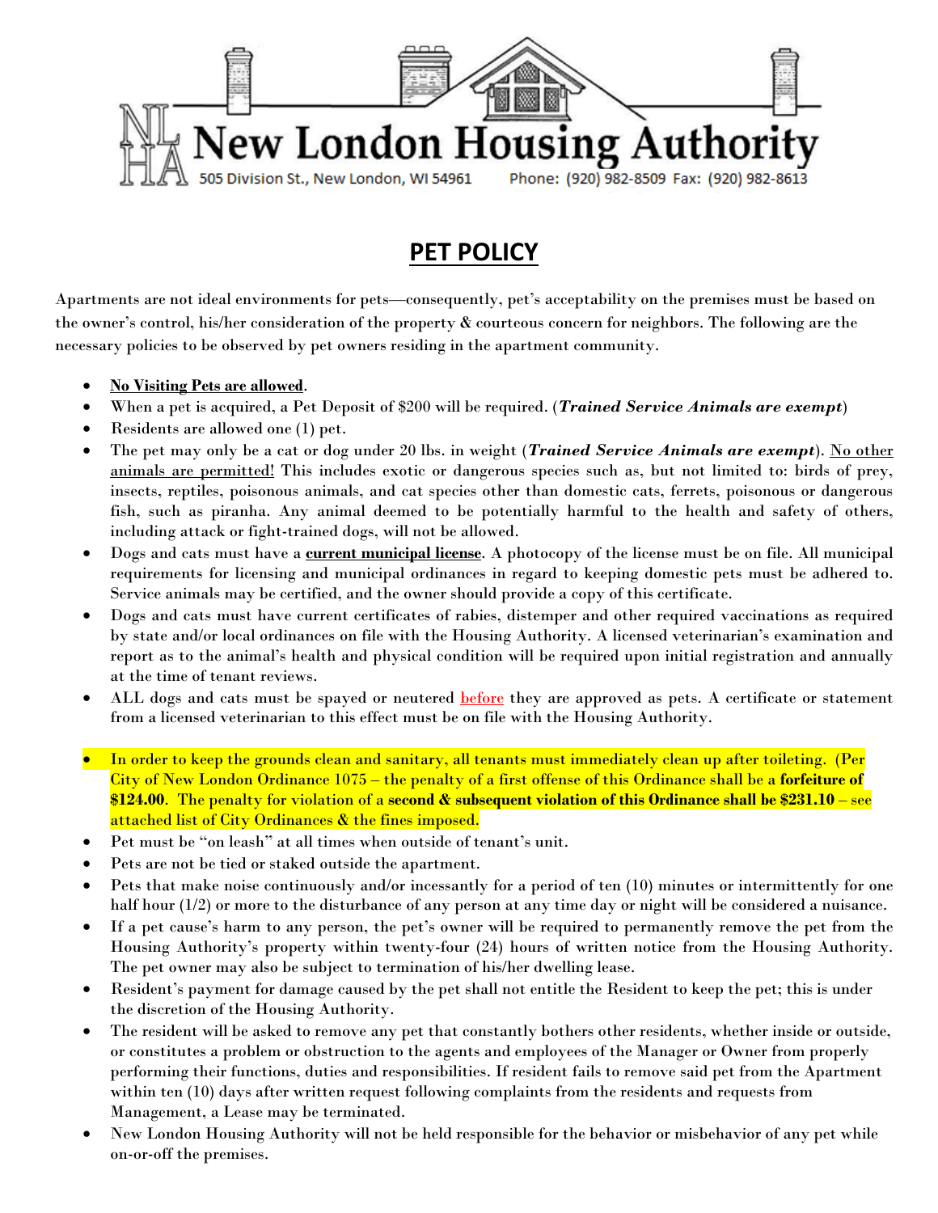New London Housing Authority

505 Division St., New London, WI 54961 Phone: (920) 982-8509 Fax: (920) 982-8613

# PET POLICY

Apartments are not ideal environments for pets—consequently, pet's acceptability on the premises must be based on the owner's control, his/her consideration of the property & courteous concern for neighbors. The following are the necessary policies to be observed by pet owners residing in the apartment community.

- **<u>No Visiting Pets are allowed</u>**.
- When a pet is acquired, a Pet Deposit of $200 will be required. (***Trained Service Animals are exempt***)
- Residents are allowed one (1) pet.
- The pet may only be a cat or dog under 20 lbs. in weight (***Trained Service Animals are exempt***). <u>No other animals are permitted!</u> This includes exotic or dangerous species such as, but not limited to: birds of prey, insects, reptiles, poisonous animals, and cat species other than domestic cats, ferrets, poisonous or dangerous fish, such as piranha. Any animal deemed to be potentially harmful to the health and safety of others, including attack or fight-trained dogs, will not be allowed.
- Dogs and cats must have a **<u>current municipal license</u>**. A photocopy of the license must be on file. All municipal requirements for licensing and municipal ordinances in regard to keeping domestic pets must be adhered to. Service animals may be certified, and the owner should provide a copy of this certificate.
- Dogs and cats must have current certificates of rabies, distemper and other required vaccinations as required by state and/or local ordinances on file with the Housing Authority. A licensed veterinarian's examination and report as to the animal's health and physical condition will be required upon initial registration and annually at the time of tenant reviews.
- ALL dogs and cats must be spayed or neutered <u>before</u> they are approved as pets. A certificate or statement from a licensed veterinarian to this effect must be on file with the Housing Authority.
- In order to keep the grounds clean and sanitary, all tenants must immediately clean up after toileting. (Per City of New London Ordinance 1075 – the penalty of a first offense of this Ordinance shall be a **forfeiture of $124.00**. The penalty for violation of a **second & subsequent violation of this Ordinance shall be $231.10** – see attached list of City Ordinances & the fines imposed.
- Pet must be "on leash" at all times when outside of tenant's unit.
- Pets are not be tied or staked outside the apartment.
- Pets that make noise continuously and/or incessantly for a period of ten (10) minutes or intermittently for one half hour (1/2) or more to the disturbance of any person at any time day or night will be considered a nuisance.
- If a pet cause's harm to any person, the pet's owner will be required to permanently remove the pet from the Housing Authority's property within twenty-four (24) hours of written notice from the Housing Authority. The pet owner may also be subject to termination of his/her dwelling lease.
- Resident's payment for damage caused by the pet shall not entitle the Resident to keep the pet; this is under the discretion of the Housing Authority.
- The resident will be asked to remove any pet that constantly bothers other residents, whether inside or outside, or constitutes a problem or obstruction to the agents and employees of the Manager or Owner from properly performing their functions, duties and responsibilities. If resident fails to remove said pet from the Apartment within ten (10) days after written request following complaints from the residents and requests from Management, a Lease may be terminated.
- New London Housing Authority will not be held responsible for the behavior or misbehavior of any pet while on-or-off the premises.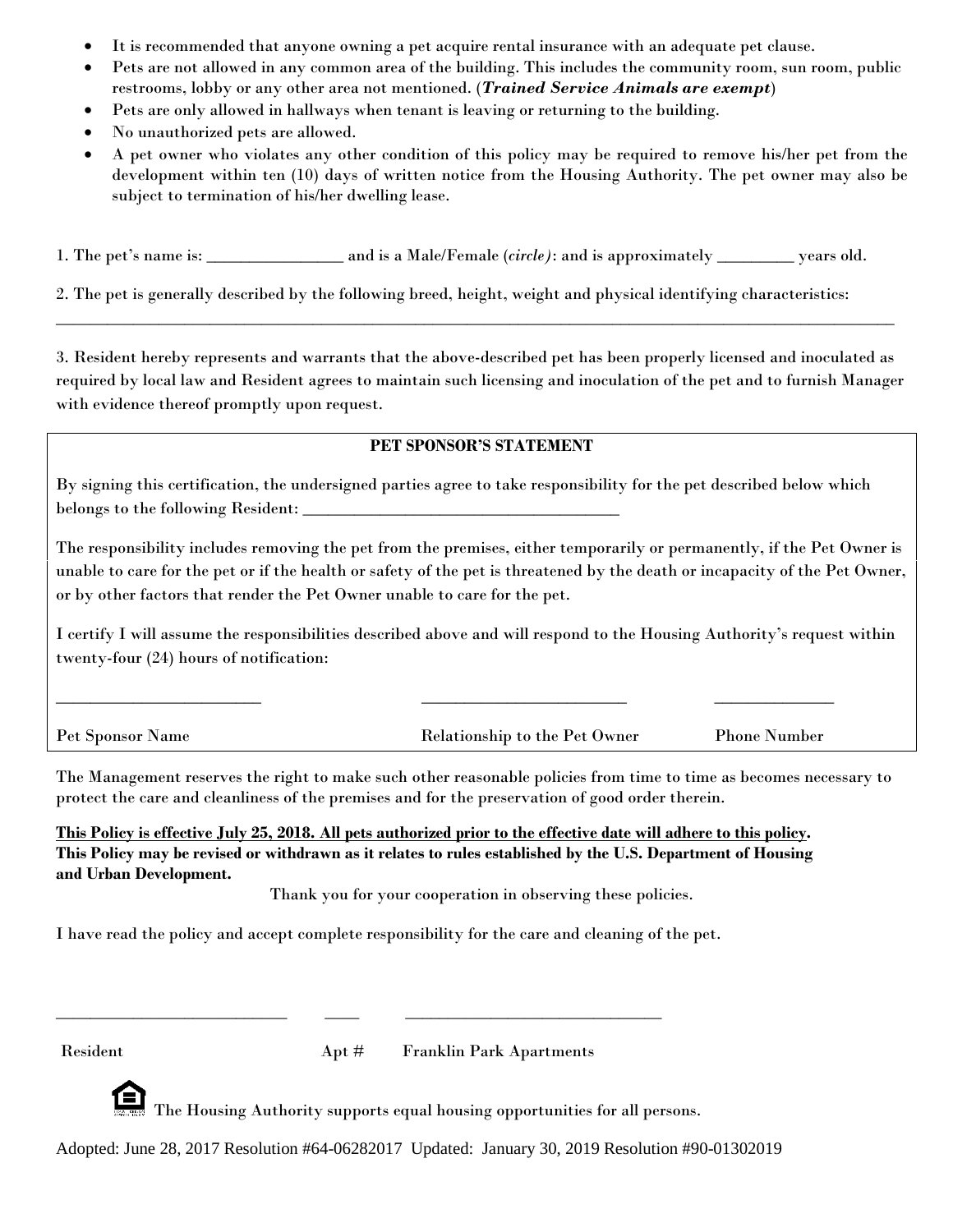- It is recommended that anyone owning a pet acquire rental insurance with an adequate pet clause.
- Pets are not allowed in any common area of the building. This includes the community room, sun room, public restrooms, lobby or any other area not mentioned. (***Trained Service Animals are exempt***)
- Pets are only allowed in hallways when tenant is leaving or returning to the building.
- No unauthorized pets are allowed.
- A pet owner who violates any other condition of this policy may be required to remove his/her pet from the development within ten (10) days of written notice from the Housing Authority. The pet owner may also be subject to termination of his/her dwelling lease.

1. The pet's name is: ________________ and is a Male/Female (*circle)*: and is approximately _________ years old.

2. The pet is generally described by the following breed, height, weight and physical identifying characteristics:
________________________________________________________________________________________________

3. Resident hereby represents and warrants that the above-described pet has been properly licensed and inoculated as required by local law and Resident agrees to maintain such licensing and inoculation of the pet and to furnish Manager with evidence thereof promptly upon request.

**PET SPONSOR'S STATEMENT**

By signing this certification, the undersigned parties agree to take responsibility for the pet described below which belongs to the following Resident: ______________________________________

The responsibility includes removing the pet from the premises, either temporarily or permanently, if the Pet Owner is unable to care for the pet or if the health or safety of the pet is threatened by the death or incapacity of the Pet Owner, or by other factors that render the Pet Owner unable to care for the pet.

I certify I will assume the responsibilities described above and will respond to the Housing Authority's request within twenty-four (24) hours of notification:

_________________________ _________________________ _______________

Pet Sponsor Name Relationship to the Pet Owner Phone Number

The Management reserves the right to make such other reasonable policies from time to time as becomes necessary to protect the care and cleanliness of the premises and for the preservation of good order therein.

**<u>This Policy is effective July 25, 2018. All pets authorized prior to the effective date will adhere to this policy</u>. This Policy may be revised or withdrawn as it relates to rules established by the U.S. Department of Housing and Urban Development.**

Thank you for your cooperation in observing these policies.

I have read the policy and accept complete responsibility for the care and cleaning of the pet.

____________________________ ____ _______________________________

Resident Apt # Franklin Park Apartments

The Housing Authority supports equal housing opportunities for all persons.

Adopted: June 28, 2017 Resolution #64-06282017 Updated: January 30, 2019 Resolution #90-01302019